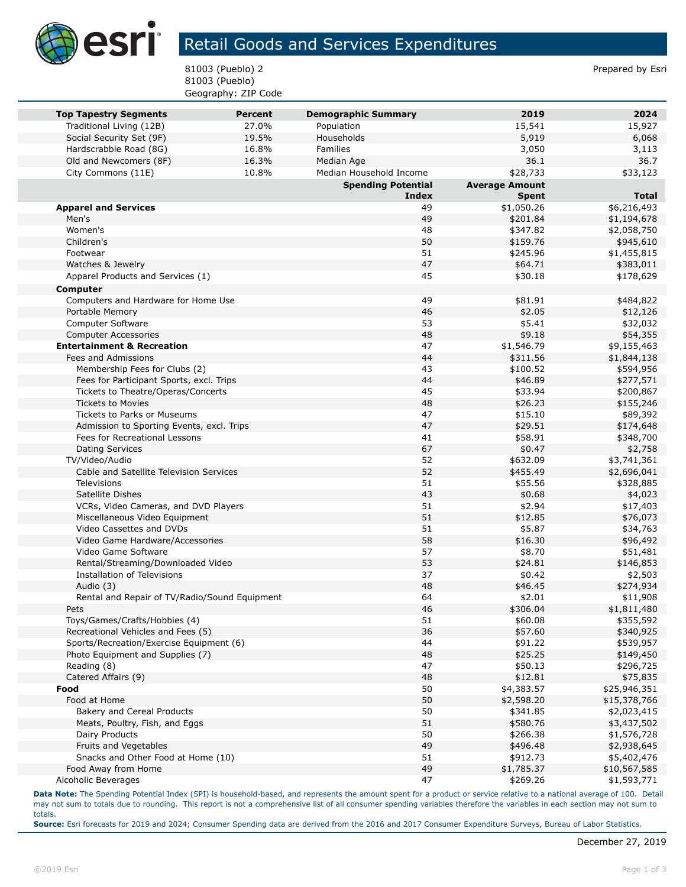# Retail Goods and Services Expenditures

81003 (Pueblo) 2
81003 (Pueblo)
Geography: ZIP Code

Prepared by Esri

| Top Tapestry Segments | Percent | Demographic Summary | 2019 | 2024 |
|---|---|---|---|---|
| Traditional Living (12B) | 27.0% | Population | 15,541 | 15,927 |
| Social Security Set (9F) | 19.5% | Households | 5,919 | 6,068 |
| Hardscrabble Road (8G) | 16.8% | Families | 3,050 | 3,113 |
| Old and Newcomers (8F) | 16.3% | Median Age | 36.1 | 36.7 |
| City Commons (11E) | 10.8% | Median Household Income | $28,733 | $33,123 |

| | Spending Potential Index | Average Amount Spent | Total |
|---|---|---|---|
| **Apparel and Services** | 49 | $1,050.26 | $6,216,493 |
| Men's | 49 | $201.84 | $1,194,678 |
| Women's | 48 | $347.82 | $2,058,750 |
| Children's | 50 | $159.76 | $945,610 |
| Footwear | 51 | $245.96 | $1,455,815 |
| Watches & Jewelry | 47 | $64.71 | $383,011 |
| Apparel Products and Services (1) | 45 | $30.18 | $178,629 |
| **Computer** | | | |
| Computers and Hardware for Home Use | 49 | $81.91 | $484,822 |
| Portable Memory | 46 | $2.05 | $12,126 |
| Computer Software | 53 | $5.41 | $32,032 |
| Computer Accessories | 48 | $9.18 | $54,355 |
| **Entertainment & Recreation** | 47 | $1,546.79 | $9,155,463 |
| Fees and Admissions | 44 | $311.56 | $1,844,138 |
| Membership Fees for Clubs (2) | 43 | $100.52 | $594,956 |
| Fees for Participant Sports, excl. Trips | 44 | $46.89 | $277,571 |
| Tickets to Theatre/Operas/Concerts | 45 | $33.94 | $200,867 |
| Tickets to Movies | 48 | $26.23 | $155,246 |
| Tickets to Parks or Museums | 47 | $15.10 | $89,392 |
| Admission to Sporting Events, excl. Trips | 47 | $29.51 | $174,648 |
| Fees for Recreational Lessons | 41 | $58.91 | $348,700 |
| Dating Services | 67 | $0.47 | $2,758 |
| TV/Video/Audio | 52 | $632.09 | $3,741,361 |
| Cable and Satellite Television Services | 52 | $455.49 | $2,696,041 |
| Televisions | 51 | $55.56 | $328,885 |
| Satellite Dishes | 43 | $0.68 | $4,023 |
| VCRs, Video Cameras, and DVD Players | 51 | $2.94 | $17,403 |
| Miscellaneous Video Equipment | 51 | $12.85 | $76,073 |
| Video Cassettes and DVDs | 51 | $5.87 | $34,763 |
| Video Game Hardware/Accessories | 58 | $16.30 | $96,492 |
| Video Game Software | 57 | $8.70 | $51,481 |
| Rental/Streaming/Downloaded Video | 53 | $24.81 | $146,853 |
| Installation of Televisions | 37 | $0.42 | $2,503 |
| Audio (3) | 48 | $46.45 | $274,934 |
| Rental and Repair of TV/Radio/Sound Equipment | 64 | $2.01 | $11,908 |
| Pets | 46 | $306.04 | $1,811,480 |
| Toys/Games/Crafts/Hobbies (4) | 51 | $60.08 | $355,592 |
| Recreational Vehicles and Fees (5) | 36 | $57.60 | $340,925 |
| Sports/Recreation/Exercise Equipment (6) | 44 | $91.22 | $539,957 |
| Photo Equipment and Supplies (7) | 48 | $25.25 | $149,450 |
| Reading (8) | 47 | $50.13 | $296,725 |
| Catered Affairs (9) | 48 | $12.81 | $75,835 |
| **Food** | 50 | $4,383.57 | $25,946,351 |
| Food at Home | 50 | $2,598.20 | $15,378,766 |
| Bakery and Cereal Products | 50 | $341.85 | $2,023,415 |
| Meats, Poultry, Fish, and Eggs | 51 | $580.76 | $3,437,502 |
| Dairy Products | 50 | $266.38 | $1,576,728 |
| Fruits and Vegetables | 49 | $496.48 | $2,938,645 |
| Snacks and Other Food at Home (10) | 51 | $912.73 | $5,402,476 |
| Food Away from Home | 49 | $1,785.37 | $10,567,585 |
| Alcoholic Beverages | 47 | $269.26 | $1,593,771 |

**Data Note:** The Spending Potential Index (SPI) is household-based, and represents the amount spent for a product or service relative to a national average of 100. Detail may not sum to totals due to rounding. This report is not a comprehensive list of all consumer spending variables therefore the variables in each section may not sum to totals.
**Source:** Esri forecasts for 2019 and 2024; Consumer Spending data are derived from the 2016 and 2017 Consumer Expenditure Surveys, Bureau of Labor Statistics.

December 27, 2019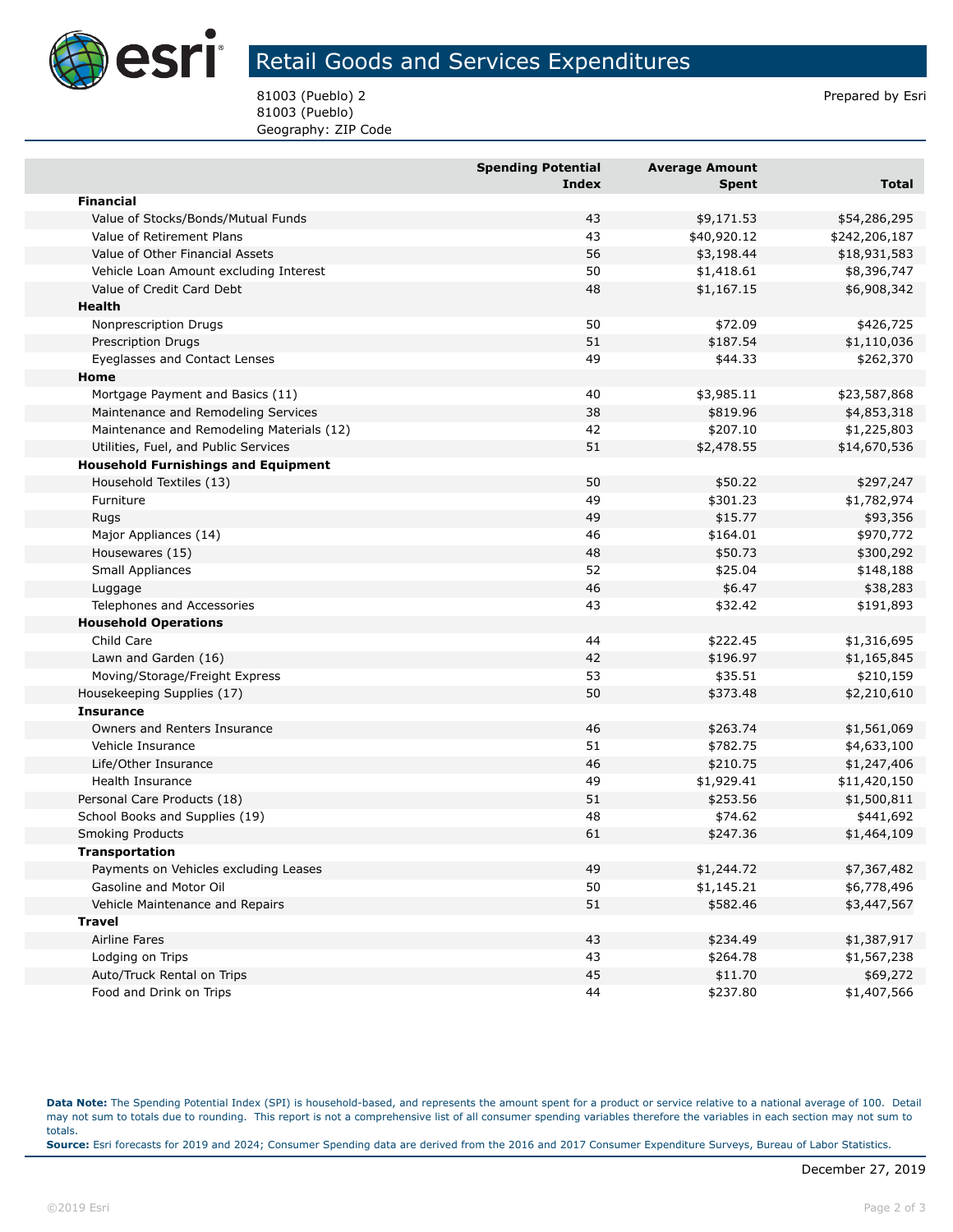# Retail Goods and Services Expenditures

81003 (Pueblo) 2
81003 (Pueblo)
Geography: ZIP Code

Prepared by Esri

| | Spending Potential Index | Average Amount Spent | Total |
|---|---|---|---|
| **Financial** | | | |
| Value of Stocks/Bonds/Mutual Funds | 43 | $9,171.53 | $54,286,295 |
| Value of Retirement Plans | 43 | $40,920.12 | $242,206,187 |
| Value of Other Financial Assets | 56 | $3,198.44 | $18,931,583 |
| Vehicle Loan Amount excluding Interest | 50 | $1,418.61 | $8,396,747 |
| Value of Credit Card Debt | 48 | $1,167.15 | $6,908,342 |
| **Health** | | | |
| Nonprescription Drugs | 50 | $72.09 | $426,725 |
| Prescription Drugs | 51 | $187.54 | $1,110,036 |
| Eyeglasses and Contact Lenses | 49 | $44.33 | $262,370 |
| **Home** | | | |
| Mortgage Payment and Basics (11) | 40 | $3,985.11 | $23,587,868 |
| Maintenance and Remodeling Services | 38 | $819.96 | $4,853,318 |
| Maintenance and Remodeling Materials (12) | 42 | $207.10 | $1,225,803 |
| Utilities, Fuel, and Public Services | 51 | $2,478.55 | $14,670,536 |
| **Household Furnishings and Equipment** | | | |
| Household Textiles (13) | 50 | $50.22 | $297,247 |
| Furniture | 49 | $301.23 | $1,782,974 |
| Rugs | 49 | $15.77 | $93,356 |
| Major Appliances (14) | 46 | $164.01 | $970,772 |
| Housewares (15) | 48 | $50.73 | $300,292 |
| Small Appliances | 52 | $25.04 | $148,188 |
| Luggage | 46 | $6.47 | $38,283 |
| Telephones and Accessories | 43 | $32.42 | $191,893 |
| **Household Operations** | | | |
| Child Care | 44 | $222.45 | $1,316,695 |
| Lawn and Garden (16) | 42 | $196.97 | $1,165,845 |
| Moving/Storage/Freight Express | 53 | $35.51 | $210,159 |
| Housekeeping Supplies (17) | 50 | $373.48 | $2,210,610 |
| **Insurance** | | | |
| Owners and Renters Insurance | 46 | $263.74 | $1,561,069 |
| Vehicle Insurance | 51 | $782.75 | $4,633,100 |
| Life/Other Insurance | 46 | $210.75 | $1,247,406 |
| Health Insurance | 49 | $1,929.41 | $11,420,150 |
| Personal Care Products (18) | 51 | $253.56 | $1,500,811 |
| School Books and Supplies (19) | 48 | $74.62 | $441,692 |
| Smoking Products | 61 | $247.36 | $1,464,109 |
| **Transportation** | | | |
| Payments on Vehicles excluding Leases | 49 | $1,244.72 | $7,367,482 |
| Gasoline and Motor Oil | 50 | $1,145.21 | $6,778,496 |
| Vehicle Maintenance and Repairs | 51 | $582.46 | $3,447,567 |
| **Travel** | | | |
| Airline Fares | 43 | $234.49 | $1,387,917 |
| Lodging on Trips | 43 | $264.78 | $1,567,238 |
| Auto/Truck Rental on Trips | 45 | $11.70 | $69,272 |
| Food and Drink on Trips | 44 | $237.80 | $1,407,566 |

**Data Note:** The Spending Potential Index (SPI) is household-based, and represents the amount spent for a product or service relative to a national average of 100. Detail may not sum to totals due to rounding. This report is not a comprehensive list of all consumer spending variables therefore the variables in each section may not sum to totals.
**Source:** Esri forecasts for 2019 and 2024; Consumer Spending data are derived from the 2016 and 2017 Consumer Expenditure Surveys, Bureau of Labor Statistics.

December 27, 2019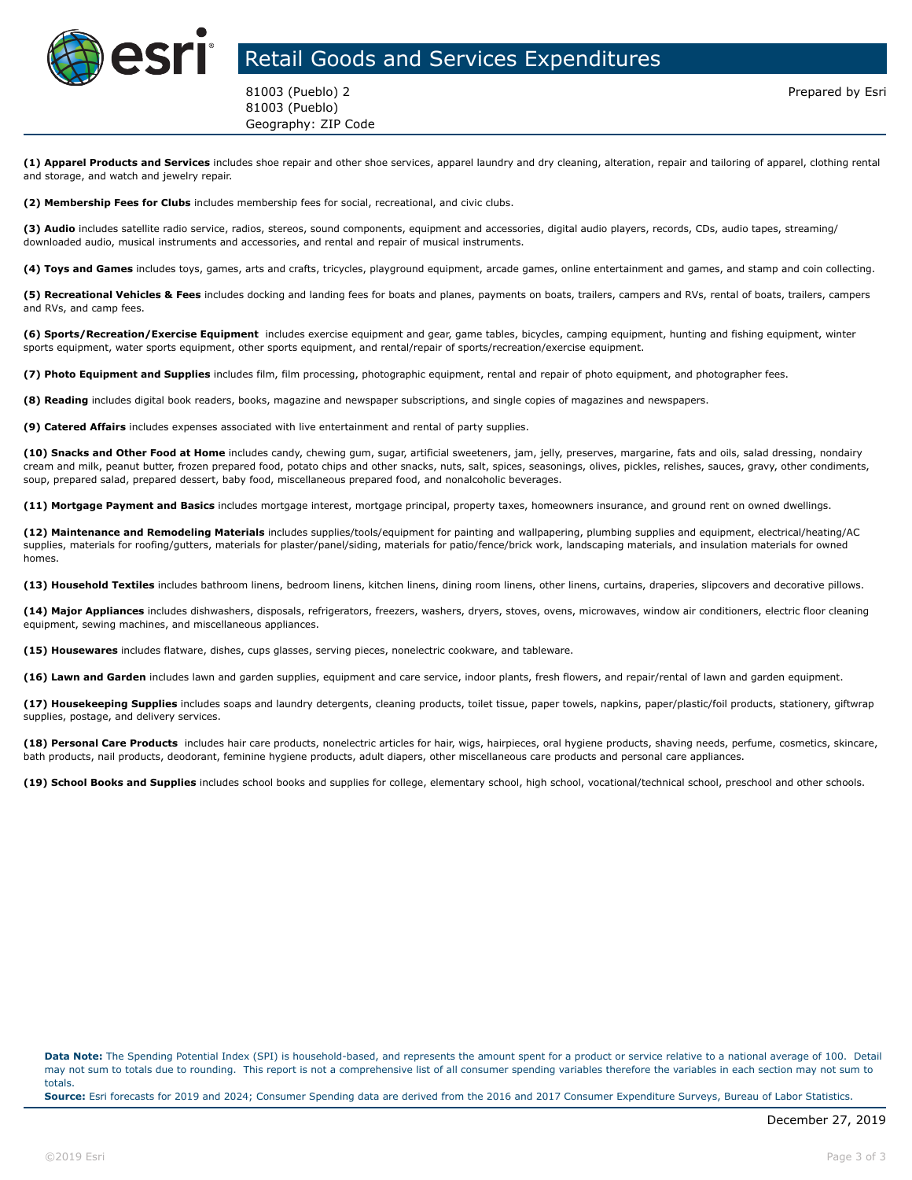# Retail Goods and Services Expenditures

81003 (Pueblo) 2
81003 (Pueblo)
Geography: ZIP Code

Prepared by Esri

**(1) Apparel Products and Services** includes shoe repair and other shoe services, apparel laundry and dry cleaning, alteration, repair and tailoring of apparel, clothing rental and storage, and watch and jewelry repair.

**(2) Membership Fees for Clubs** includes membership fees for social, recreational, and civic clubs.

**(3) Audio** includes satellite radio service, radios, stereos, sound components, equipment and accessories, digital audio players, records, CDs, audio tapes, streaming/downloaded audio, musical instruments and accessories, and rental and repair of musical instruments.

**(4) Toys and Games** includes toys, games, arts and crafts, tricycles, playground equipment, arcade games, online entertainment and games, and stamp and coin collecting.

**(5) Recreational Vehicles & Fees** includes docking and landing fees for boats and planes, payments on boats, trailers, campers and RVs, rental of boats, trailers, campers and RVs, and camp fees.

**(6) Sports/Recreation/Exercise Equipment** includes exercise equipment and gear, game tables, bicycles, camping equipment, hunting and fishing equipment, winter sports equipment, water sports equipment, other sports equipment, and rental/repair of sports/recreation/exercise equipment.

**(7) Photo Equipment and Supplies** includes film, film processing, photographic equipment, rental and repair of photo equipment, and photographer fees.

**(8) Reading** includes digital book readers, books, magazine and newspaper subscriptions, and single copies of magazines and newspapers.

**(9) Catered Affairs** includes expenses associated with live entertainment and rental of party supplies.

**(10) Snacks and Other Food at Home** includes candy, chewing gum, sugar, artificial sweeteners, jam, jelly, preserves, margarine, fats and oils, salad dressing, nondairy cream and milk, peanut butter, frozen prepared food, potato chips and other snacks, nuts, salt, spices, seasonings, olives, pickles, relishes, sauces, gravy, other condiments, soup, prepared salad, prepared dessert, baby food, miscellaneous prepared food, and nonalcoholic beverages.

**(11) Mortgage Payment and Basics** includes mortgage interest, mortgage principal, property taxes, homeowners insurance, and ground rent on owned dwellings.

**(12) Maintenance and Remodeling Materials** includes supplies/tools/equipment for painting and wallpapering, plumbing supplies and equipment, electrical/heating/AC supplies, materials for roofing/gutters, materials for plaster/panel/siding, materials for patio/fence/brick work, landscaping materials, and insulation materials for owned homes.

**(13) Household Textiles** includes bathroom linens, bedroom linens, kitchen linens, dining room linens, other linens, curtains, draperies, slipcovers and decorative pillows.

**(14) Major Appliances** includes dishwashers, disposals, refrigerators, freezers, washers, dryers, stoves, ovens, microwaves, window air conditioners, electric floor cleaning equipment, sewing machines, and miscellaneous appliances.

**(15) Housewares** includes flatware, dishes, cups glasses, serving pieces, nonelectric cookware, and tableware.

**(16) Lawn and Garden** includes lawn and garden supplies, equipment and care service, indoor plants, fresh flowers, and repair/rental of lawn and garden equipment.

**(17) Housekeeping Supplies** includes soaps and laundry detergents, cleaning products, toilet tissue, paper towels, napkins, paper/plastic/foil products, stationery, giftwrap supplies, postage, and delivery services.

**(18) Personal Care Products** includes hair care products, nonelectric articles for hair, wigs, hairpieces, oral hygiene products, shaving needs, perfume, cosmetics, skincare, bath products, nail products, deodorant, feminine hygiene products, adult diapers, other miscellaneous care products and personal care appliances.

**(19) School Books and Supplies** includes school books and supplies for college, elementary school, high school, vocational/technical school, preschool and other schools.

**Data Note:** The Spending Potential Index (SPI) is household-based, and represents the amount spent for a product or service relative to a national average of 100. Detail may not sum to totals due to rounding. This report is not a comprehensive list of all consumer spending variables therefore the variables in each section may not sum to totals.
**Source:** Esri forecasts for 2019 and 2024; Consumer Spending data are derived from the 2016 and 2017 Consumer Expenditure Surveys, Bureau of Labor Statistics.

December 27, 2019